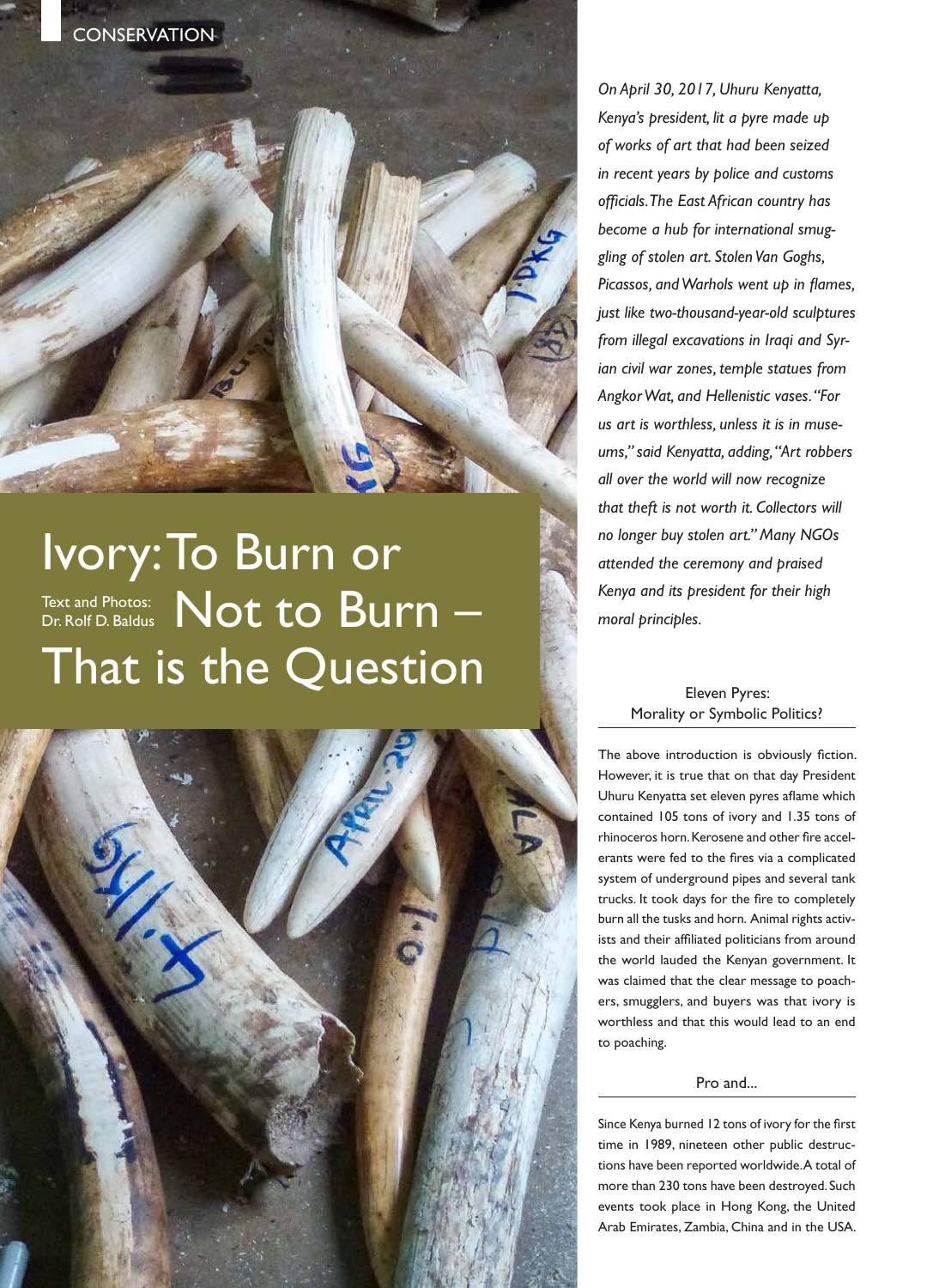CONSERVATION

# Ivory: To Burn or Not to Burn – That is the Question

Text and Photos: Dr. Rolf D. Baldus

*On April 30, 2017, Uhuru Kenyatta, Kenya's president, lit a pyre made up of works of art that had been seized in recent years by police and customs officials. The East African country has become a hub for international smuggling of stolen art. Stolen Van Goghs, Picassos, and Warhols went up in flames, just like two-thousand-year-old sculptures from illegal excavations in Iraqi and Syrian civil war zones, temple statues from Angkor Wat, and Hellenistic vases. "For us art is worthless, unless it is in museums," said Kenyatta, adding, "Art robbers all over the world will now recognize that theft is not worth it. Collectors will no longer buy stolen art." Many NGOs attended the ceremony and praised Kenya and its president for their high moral principles.*

## Eleven Pyres: Morality or Symbolic Politics?

The above introduction is obviously fiction. However, it is true that on that day President Uhuru Kenyatta set eleven pyres aflame which contained 105 tons of ivory and 1.35 tons of rhinoceros horn. Kerosene and other fire accelerants were fed to the fires via a complicated system of underground pipes and several tank trucks. It took days for the fire to completely burn all the tusks and horn. Animal rights activists and their affiliated politicians from around the world lauded the Kenyan government. It was claimed that the clear message to poachers, smugglers, and buyers was that ivory is worthless and that this would lead to an end to poaching.

## Pro and...

Since Kenya burned 12 tons of ivory for the first time in 1989, nineteen other public destructions have been reported worldwide. A total of more than 230 tons have been destroyed. Such events took place in Hong Kong, the United Arab Emirates, Zambia, China and in the USA.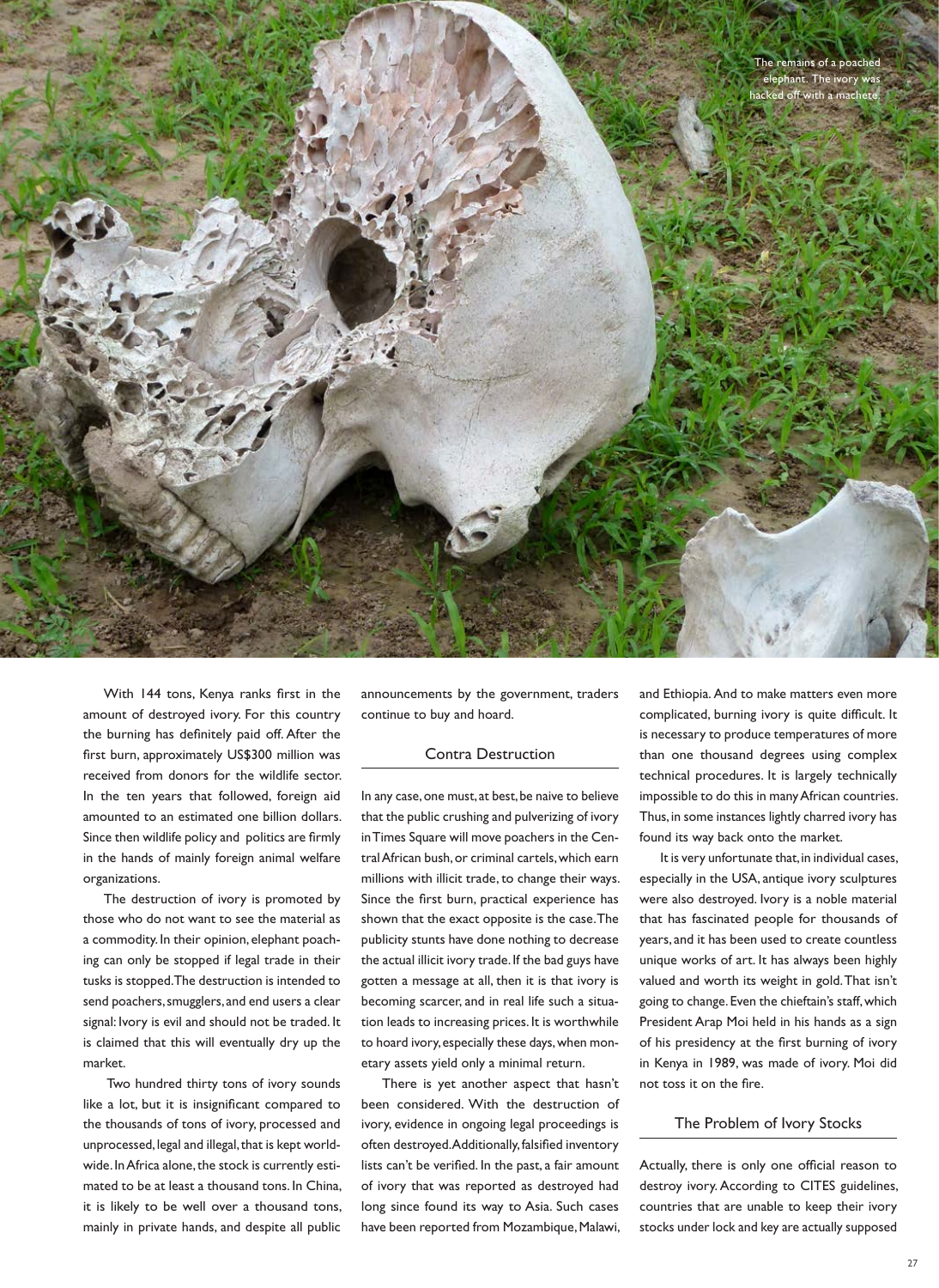The remains of a poached elephant. The ivory was hacked off with a machete.

With 144 tons, Kenya ranks first in the amount of destroyed ivory. For this country the burning has definitely paid off. After the first burn, approximately US$300 million was received from donors for the wildlife sector. In the ten years that followed, foreign aid amounted to an estimated one billion dollars. Since then wildlife policy and politics are firmly in the hands of mainly foreign animal welfare organizations.

The destruction of ivory is promoted by those who do not want to see the material as a commodity. In their opinion, elephant poaching can only be stopped if legal trade in their tusks is stopped. The destruction is intended to send poachers, smugglers, and end users a clear signal: Ivory is evil and should not be traded. It is claimed that this will eventually dry up the market.

Two hundred thirty tons of ivory sounds like a lot, but it is insignificant compared to the thousands of tons of ivory, processed and unprocessed, legal and illegal, that is kept worldwide. In Africa alone, the stock is currently estimated to be at least a thousand tons. In China, it is likely to be well over a thousand tons, mainly in private hands, and despite all public announcements by the government, traders continue to buy and hoard.

## Contra Destruction

In any case, one must, at best, be naive to believe that the public crushing and pulverizing of ivory in Times Square will move poachers in the Central African bush, or criminal cartels, which earn millions with illicit trade, to change their ways. Since the first burn, practical experience has shown that the exact opposite is the case. The publicity stunts have done nothing to decrease the actual illicit ivory trade. If the bad guys have gotten a message at all, then it is that ivory is becoming scarcer, and in real life such a situation leads to increasing prices. It is worthwhile to hoard ivory, especially these days, when monetary assets yield only a minimal return.

There is yet another aspect that hasn't been considered. With the destruction of ivory, evidence in ongoing legal proceedings is often destroyed. Additionally, falsified inventory lists can't be verified. In the past, a fair amount of ivory that was reported as destroyed had long since found its way to Asia. Such cases have been reported from Mozambique, Malawi, and Ethiopia. And to make matters even more complicated, burning ivory is quite difficult. It is necessary to produce temperatures of more than one thousand degrees using complex technical procedures. It is largely technically impossible to do this in many African countries. Thus, in some instances lightly charred ivory has found its way back onto the market.

It is very unfortunate that, in individual cases, especially in the USA, antique ivory sculptures were also destroyed. Ivory is a noble material that has fascinated people for thousands of years, and it has been used to create countless unique works of art. It has always been highly valued and worth its weight in gold. That isn't going to change. Even the chieftain's staff, which President Arap Moi held in his hands as a sign of his presidency at the first burning of ivory in Kenya in 1989, was made of ivory. Moi did not toss it on the fire.

## The Problem of Ivory Stocks

Actually, there is only one official reason to destroy ivory. According to CITES guidelines, countries that are unable to keep their ivory stocks under lock and key are actually supposed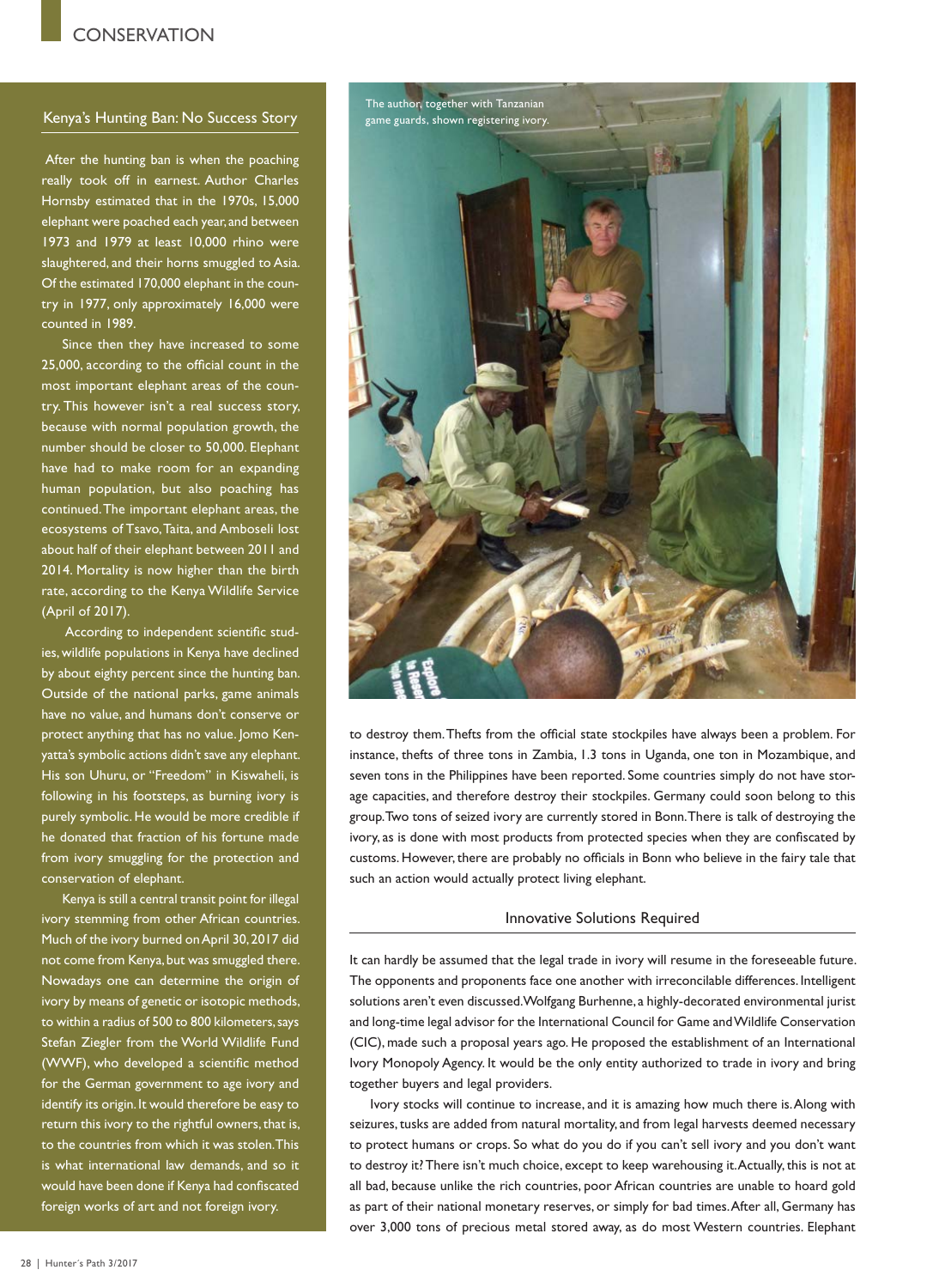## Kenya's Hunting Ban: No Success Story

After the hunting ban is when the poaching really took off in earnest. Author Charles Hornsby estimated that in the 1970s, 15,000 elephant were poached each year, and between 1973 and 1979 at least 10,000 rhino were slaughtered, and their horns smuggled to Asia. Of the estimated 170,000 elephant in the country in 1977, only approximately 16,000 were counted in 1989.

Since then they have increased to some 25,000, according to the official count in the most important elephant areas of the country. This however isn't a real success story, because with normal population growth, the number should be closer to 50,000. Elephant have had to make room for an expanding human population, but also poaching has continued. The important elephant areas, the ecosystems of Tsavo, Taita, and Amboseli lost about half of their elephant between 2011 and 2014. Mortality is now higher than the birth rate, according to the Kenya Wildlife Service (April of 2017).

According to independent scientific studies, wildlife populations in Kenya have declined by about eighty percent since the hunting ban. Outside of the national parks, game animals have no value, and humans don't conserve or protect anything that has no value. Jomo Kenyatta's symbolic actions didn't save any elephant. His son Uhuru, or "Freedom" in Kiswaheli, is following in his footsteps, as burning ivory is purely symbolic. He would be more credible if he donated that fraction of his fortune made from ivory smuggling for the protection and conservation of elephant.

Kenya is still a central transit point for illegal ivory stemming from other African countries. Much of the ivory burned on April 30, 2017 did not come from Kenya, but was smuggled there. Nowadays one can determine the origin of ivory by means of genetic or isotopic methods, to within a radius of 500 to 800 kilometers, says Stefan Ziegler from the World Wildlife Fund (WWF), who developed a scientific method for the German government to age ivory and identify its origin. It would therefore be easy to return this ivory to the rightful owners, that is, to the countries from which it was stolen. This is what international law demands, and so it would have been done if Kenya had confiscated foreign works of art and not foreign ivory.

The author, together with Tanzanian game guards, shown registering ivory.

to destroy them. Thefts from the official state stockpiles have always been a problem. For instance, thefts of three tons in Zambia, 1.3 tons in Uganda, one ton in Mozambique, and seven tons in the Philippines have been reported. Some countries simply do not have storage capacities, and therefore destroy their stockpiles. Germany could soon belong to this group. Two tons of seized ivory are currently stored in Bonn. There is talk of destroying the ivory, as is done with most products from protected species when they are confiscated by customs. However, there are probably no officials in Bonn who believe in the fairy tale that such an action would actually protect living elephant.

## Innovative Solutions Required

It can hardly be assumed that the legal trade in ivory will resume in the foreseeable future. The opponents and proponents face one another with irreconcilable differences. Intelligent solutions aren't even discussed. Wolfgang Burhenne, a highly-decorated environmental jurist and long-time legal advisor for the International Council for Game and Wildlife Conservation (CIC), made such a proposal years ago. He proposed the establishment of an International Ivory Monopoly Agency. It would be the only entity authorized to trade in ivory and bring together buyers and legal providers.

Ivory stocks will continue to increase, and it is amazing how much there is. Along with seizures, tusks are added from natural mortality, and from legal harvests deemed necessary to protect humans or crops. So what do you do if you can't sell ivory and you don't want to destroy it? There isn't much choice, except to keep warehousing it. Actually, this is not at all bad, because unlike the rich countries, poor African countries are unable to hoard gold as part of their national monetary reserves, or simply for bad times. After all, Germany has over 3,000 tons of precious metal stored away, as do most Western countries. Elephant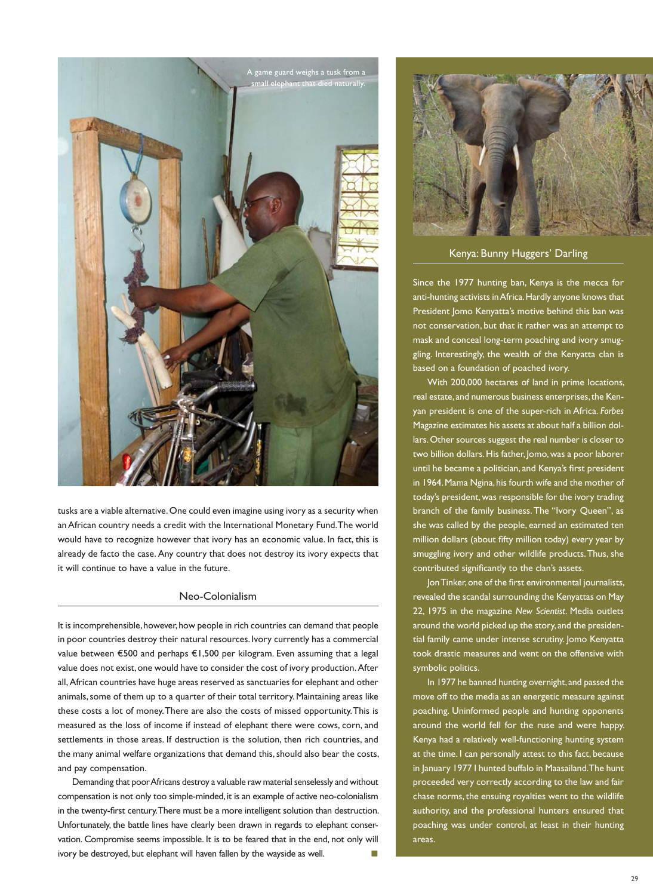A game guard weighs a tusk from a small elephant that died naturally.

tusks are a viable alternative. One could even imagine using ivory as a security when an African country needs a credit with the International Monetary Fund. The world would have to recognize however that ivory has an economic value. In fact, this is already de facto the case. Any country that does not destroy its ivory expects that it will continue to have a value in the future.

## Neo-Colonialism

It is incomprehensible, however, how people in rich countries can demand that people in poor countries destroy their natural resources. Ivory currently has a commercial value between €500 and perhaps €1,500 per kilogram. Even assuming that a legal value does not exist, one would have to consider the cost of ivory production. After all, African countries have huge areas reserved as sanctuaries for elephant and other animals, some of them up to a quarter of their total territory. Maintaining areas like these costs a lot of money. There are also the costs of missed opportunity. This is measured as the loss of income if instead of elephant there were cows, corn, and settlements in those areas. If destruction is the solution, then rich countries, and the many animal welfare organizations that demand this, should also bear the costs, and pay compensation.

Demanding that poor Africans destroy a valuable raw material senselessly and without compensation is not only too simple-minded, it is an example of active neo-colonialism in the twenty-first century. There must be a more intelligent solution than destruction. Unfortunately, the battle lines have clearly been drawn in regards to elephant conservation. Compromise seems impossible. It is to be feared that in the end, not only will ivory be destroyed, but elephant will haven fallen by the wayside as well. ■

## Kenya: Bunny Huggers' Darling

Since the 1977 hunting ban, Kenya is the mecca for anti-hunting activists in Africa. Hardly anyone knows that President Jomo Kenyatta's motive behind this ban was not conservation, but that it rather was an attempt to mask and conceal long-term poaching and ivory smuggling. Interestingly, the wealth of the Kenyatta clan is based on a foundation of poached ivory.

With 200,000 hectares of land in prime locations, real estate, and numerous business enterprises, the Kenyan president is one of the super-rich in Africa. *Forbes* Magazine estimates his assets at about half a billion dollars. Other sources suggest the real number is closer to two billion dollars. His father, Jomo, was a poor laborer until he became a politician, and Kenya's first president in 1964. Mama Ngina, his fourth wife and the mother of today's president, was responsible for the ivory trading branch of the family business. The "Ivory Queen", as she was called by the people, earned an estimated ten million dollars (about fifty million today) every year by smuggling ivory and other wildlife products. Thus, she contributed significantly to the clan's assets.

Jon Tinker, one of the first environmental journalists, revealed the scandal surrounding the Kenyattas on May 22, 1975 in the magazine *New Scientist*. Media outlets around the world picked up the story, and the presidential family came under intense scrutiny. Jomo Kenyatta took drastic measures and went on the offensive with symbolic politics.

In 1977 he banned hunting overnight, and passed the move off to the media as an energetic measure against poaching. Uninformed people and hunting opponents around the world fell for the ruse and were happy. Kenya had a relatively well-functioning hunting system at the time. I can personally attest to this fact, because in January 1977 I hunted buffalo in Maasailand. The hunt proceeded very correctly according to the law and fair chase norms, the ensuing royalties went to the wildlife authority, and the professional hunters ensured that poaching was under control, at least in their hunting areas.